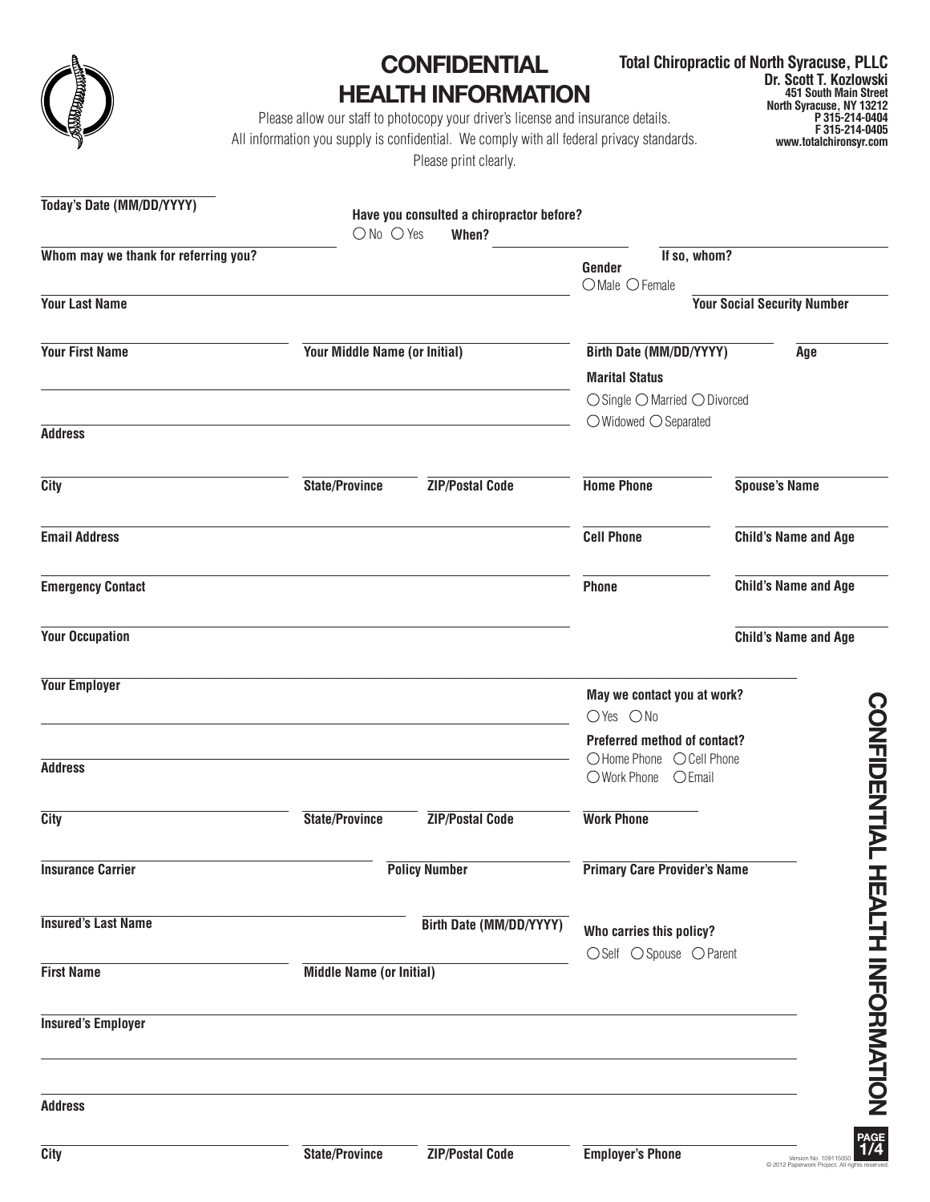# CONFIDENTIAL HEALTH INFORMATION

Please allow our staff to photocopy your driver's license and insurance details.
All information you supply is confidential. We comply with all federal privacy standards.
Please print clearly.

**Total Chiropractic of North Syracuse, PLLC**
**Dr. Scott T. Kozlowski**
451 South Main Street
North Syracuse, NY 13212
P 315-214-0404
F 315-214-0405
www.totalchironsyr.com

**Today's Date (MM/DD/YYYY)**

**Have you consulted a chiropractor before?** ◯ No ◯ Yes **When?**

**Whom may we thank for referring you?**

**If so, whom?**

**Gender** ◯ Male ◯ Female

**Your Last Name**

**Your Social Security Number**

**Your First Name** | **Your Middle Name (or Initial)**

**Birth Date (MM/DD/YYYY)** | **Age**

**Marital Status**
◯ Single ◯ Married ◯ Divorced
◯ Widowed ◯ Separated

**Address**

**City** | **State/Province** | **ZIP/Postal Code**

**Home Phone** | **Spouse's Name**

**Email Address**

**Cell Phone** | **Child's Name and Age**

**Emergency Contact**

**Phone** | **Child's Name and Age**

**Your Occupation**

**Child's Name and Age**

**Your Employer**

**May we contact you at work?**
◯ Yes ◯ No

**Preferred method of contact?**
◯ Home Phone ◯ Cell Phone
◯ Work Phone ◯ Email

**Address**

**City** | **State/Province** | **ZIP/Postal Code**

**Work Phone**

**Insurance Carrier** | **Policy Number**

**Primary Care Provider's Name**

**Insured's Last Name** | **Birth Date (MM/DD/YYYY)**

**Who carries this policy?**
◯ Self ◯ Spouse ◯ Parent

**First Name** | **Middle Name (or Initial)**

**Insured's Employer**

**Address**

**City** | **State/Province** | **ZIP/Postal Code**

**Employer's Phone**

Version No. 109115050
© 2012 Paperwork Project. All rights reserved.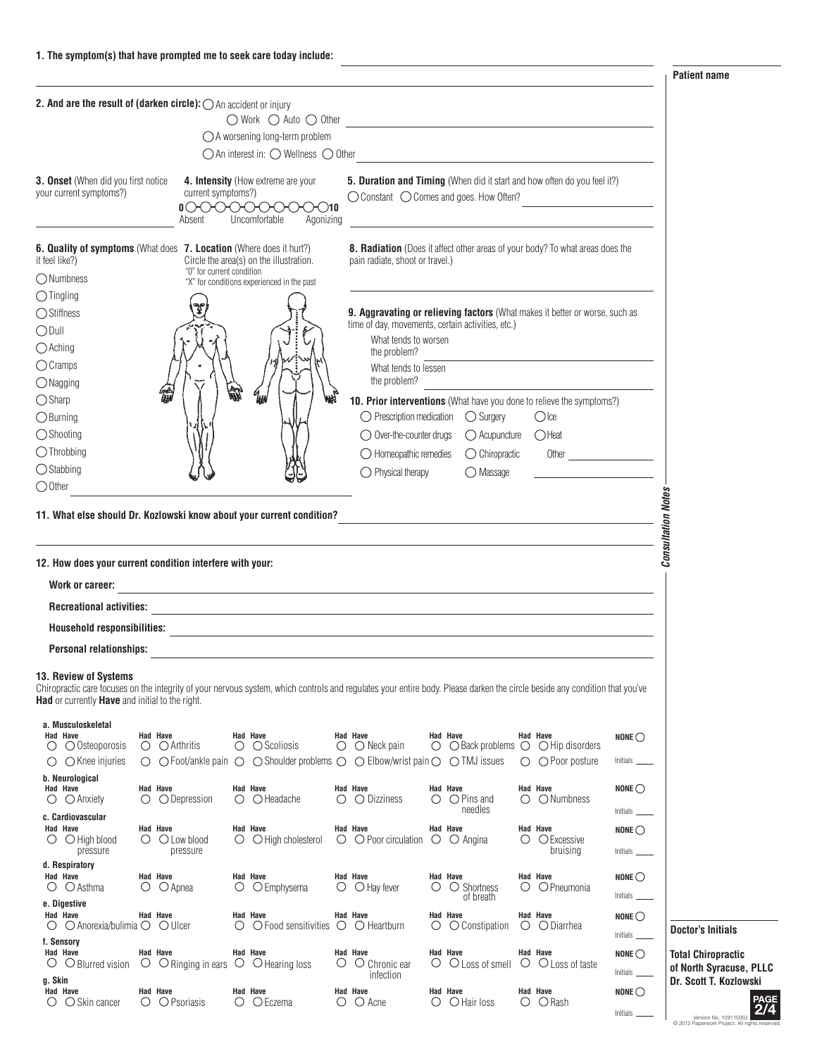**1. The symptom(s) that have prompted me to seek care today include:** \_\_\_\_\_\_\_\_\_\_\_\_\_\_\_\_\_\_\_\_

**Patient name**

**2. And are the result of (darken circle):** ◯ An accident or injury

◯ Work ◯ Auto ◯ Other \_\_\_\_\_\_\_\_\_\_\_\_\_\_\_\_\_\_\_\_

◯ A worsening long-term problem

◯ An interest in: ◯ Wellness ◯ Other \_\_\_\_\_\_\_\_\_\_\_\_\_\_\_\_\_\_\_\_

**3. Onset** (When did you first notice your current symptoms?) \_\_\_\_\_\_\_\_\_\_\_\_\_\_\_\_\_\_\_\_

**4. Intensity** (How extreme are your current symptoms?)

0 ◯ ◯ ◯ ◯ ◯ ◯ ◯ ◯ ◯ ◯ 10

Absent — Uncomfortable — Agonizing

**5. Duration and Timing** (When did it start and how often do you feel it?)

◯ Constant ◯ Comes and goes. How Often? \_\_\_\_\_\_\_\_\_\_\_\_\_\_\_\_\_\_\_\_

**6. Quality of symptoms** (What does it feel like?)

◯ Numbness
◯ Tingling
◯ Stiffness
◯ Dull
◯ Aching
◯ Cramps
◯ Nagging
◯ Sharp
◯ Burning
◯ Shooting
◯ Throbbing
◯ Stabbing
◯ Other \_\_\_\_\_\_\_\_\_\_\_\_\_\_\_\_\_\_\_\_

**7. Location** (Where does it hurt?) Circle the area(s) on the illustration.
"0" for current condition
"X" for conditions experienced in the past

**8. Radiation** (Does it affect other areas of your body? To what areas does the pain radiate, shoot or travel.)

\_\_\_\_\_\_\_\_\_\_\_\_\_\_\_\_\_\_\_\_

**9. Aggravating or relieving factors** (What makes it better or worse, such as time of day, movements, certain activities, etc.)

What tends to worsen the problem? \_\_\_\_\_\_\_\_\_\_\_\_\_\_\_\_\_\_\_\_

What tends to lessen the problem? \_\_\_\_\_\_\_\_\_\_\_\_\_\_\_\_\_\_\_\_

**10. Prior interventions** (What have you done to relieve the symptoms?)

◯ Prescription medication ◯ Surgery ◯ Ice
◯ Over-the-counter drugs ◯ Acupuncture ◯ Heat
◯ Homeopathic remedies ◯ Chiropractic Other \_\_\_\_\_\_\_\_\_\_\_\_\_\_\_\_\_\_\_\_
◯ Physical therapy ◯ Massage

**11. What else should Dr. Kozlowski know about your current condition?** \_\_\_\_\_\_\_\_\_\_\_\_\_\_\_\_\_\_\_\_

**12. How does your current condition interfere with your:**

**Work or career:** \_\_\_\_\_\_\_\_\_\_\_\_\_\_\_\_\_\_\_\_

**Recreational activities:** \_\_\_\_\_\_\_\_\_\_\_\_\_\_\_\_\_\_\_\_

**Household responsibilities:** \_\_\_\_\_\_\_\_\_\_\_\_\_\_\_\_\_\_\_\_

**Personal relationships:** \_\_\_\_\_\_\_\_\_\_\_\_\_\_\_\_\_\_\_\_

*Consultation Notes*

**13. Review of Systems**

Chiropractic care focuses on the integrity of your nervous system, which controls and regulates your entire body. Please darken the circle beside any condition that you've **Had** or currently **Have** and initial to the right.

Each condition has a "Had" circle and a "Have" circle.

**a. Musculoskeletal**

| | | | | | | |
|---|---|---|---|---|---|---|
| Osteoporosis | Arthritis | Scoliosis | Neck pain | Back problems | Hip disorders | NONE ◯ |
| Knee injuries | Foot/ankle pain | Shoulder problems | Elbow/wrist pain | TMJ issues | Poor posture | Initials \_\_\_\_ |

**b. Neurological**

| | | | | | | |
|---|---|---|---|---|---|---|
| Anxiety | Depression | Headache | Dizziness | Pins and needles | Numbness | NONE ◯ Initials \_\_\_\_ |

**c. Cardiovascular**

| | | | | | | |
|---|---|---|---|---|---|---|
| High blood pressure | Low blood pressure | High cholesterol | Poor circulation | Angina | Excessive bruising | NONE ◯ Initials \_\_\_\_ |

**d. Respiratory**

| | | | | | | |
|---|---|---|---|---|---|---|
| Asthma | Apnea | Emphysema | Hay fever | Shortness of breath | Pneumonia | NONE ◯ Initials \_\_\_\_ |

**e. Digestive**

| | | | | | | |
|---|---|---|---|---|---|---|
| Anorexia/bulimia | Ulcer | Food sensitivities | Heartburn | Constipation | Diarrhea | NONE ◯ Initials \_\_\_\_ |

**f. Sensory**

| | | | | | | |
|---|---|---|---|---|---|---|
| Blurred vision | Ringing in ears | Hearing loss | Chronic ear infection | Loss of smell | Loss of taste | NONE ◯ Initials \_\_\_\_ |

**g. Skin**

| | | | | | | |
|---|---|---|---|---|---|---|
| Skin cancer | Psoriasis | Eczema | Acne | Hair loss | Rash | NONE ◯ Initials \_\_\_\_ |

**Doctor's Initials** \_\_\_\_\_\_\_\_\_\_\_\_\_\_\_\_\_\_\_\_

**Total Chiropractic of North Syracuse, PLLC**
**Dr. Scott T. Kozlowski**

Version No. 109115050
© 2012 Paperwork Project. All rights reserved.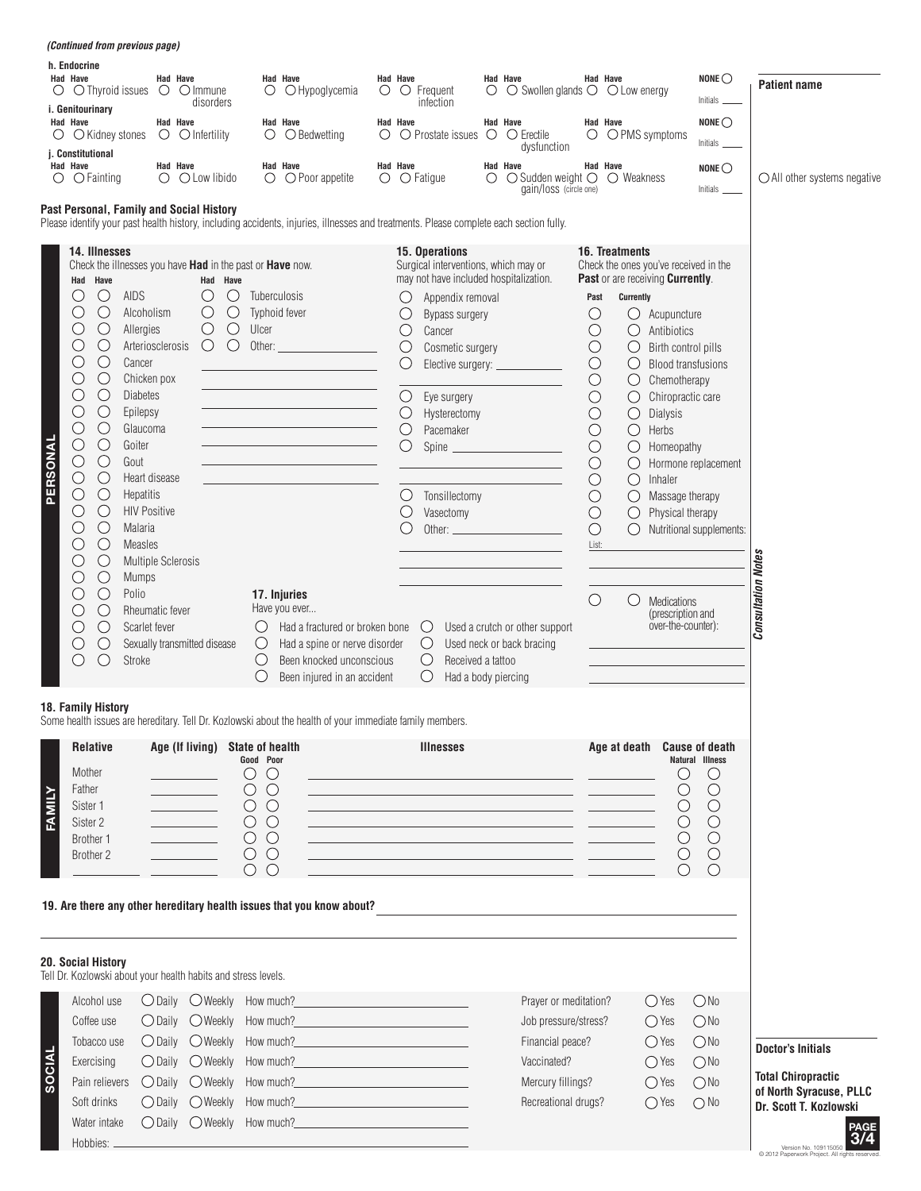*(Continued from previous page)*

**h. Endocrine**

| Had | Have | | Had | Have | | Had | Have | | Had | Have | | Had | Have | | Had | Have | | |
|---|---|---|---|---|---|---|---|---|---|---|---|---|---|---|---|---|---|---|
| ○ | ○ | Thyroid issues | ○ | ○ | Immune disorders | ○ | ○ | Hypoglycemia | ○ | ○ | Frequent infection | ○ | ○ | Swollen glands | ○ | ○ | Low energy | NONE ○ Initials ____ |

**i. Genitourinary**

| Had | Have | | Had | Have | | Had | Have | | Had | Have | | Had | Have | | Had | Have | | |
|---|---|---|---|---|---|---|---|---|---|---|---|---|---|---|---|---|---|---|
| ○ | ○ | Kidney stones | ○ | ○ | Infertility | ○ | ○ | Bedwetting | ○ | ○ | Prostate issues | ○ | ○ | Erectile dysfunction | ○ | ○ | PMS symptoms | NONE ○ Initials ____ |

**j. Constitutional**

| Had | Have | | Had | Have | | Had | Have | | Had | Have | | Had | Have | | Had | Have | | |
|---|---|---|---|---|---|---|---|---|---|---|---|---|---|---|---|---|---|---|
| ○ | ○ | Fainting | ○ | ○ | Low libido | ○ | ○ | Poor appetite | ○ | ○ | Fatigue | ○ | ○ | Sudden weight gain/loss (circle one) | ○ | ○ | Weakness | NONE ○ Initials ____ |

**Patient name** ______________________

○ All other systems negative

## Past Personal, Family and Social History

Please identify your past health history, including accidents, injuries, illnesses and treatments. Please complete each section fully.

### PERSONAL

**14. Illnesses**
Check the illnesses you have **Had** in the past or **Have** now.

| Had | Have | | Had | Have | |
|---|---|---|---|---|---|
| ○ | ○ | AIDS | ○ | ○ | Tuberculosis |
| ○ | ○ | Alcoholism | ○ | ○ | Typhoid fever |
| ○ | ○ | Allergies | ○ | ○ | Ulcer |
| ○ | ○ | Arteriosclerosis | ○ | ○ | Other: ____________ |
| ○ | ○ | Cancer | | | |
| ○ | ○ | Chicken pox | | | |
| ○ | ○ | Diabetes | | | |
| ○ | ○ | Epilepsy | | | |
| ○ | ○ | Glaucoma | | | |
| ○ | ○ | Goiter | | | |
| ○ | ○ | Gout | | | |
| ○ | ○ | Heart disease | | | |
| ○ | ○ | Hepatitis | | | |
| ○ | ○ | HIV Positive | | | |
| ○ | ○ | Malaria | | | |
| ○ | ○ | Measles | | | |
| ○ | ○ | Multiple Sclerosis | | | |
| ○ | ○ | Mumps | | | |
| ○ | ○ | Polio | | | |
| ○ | ○ | Rheumatic fever | | | |
| ○ | ○ | Scarlet fever | | | |
| ○ | ○ | Sexually transmitted disease | | | |
| ○ | ○ | Stroke | | | |

**15. Operations**
Surgical interventions, which may or may not have included hospitalization.

- ○ Appendix removal
- ○ Bypass surgery
- ○ Cancer
- ○ Cosmetic surgery
- ○ Elective surgery: ____________
- ○ Eye surgery
- ○ Hysterectomy
- ○ Pacemaker
- ○ Spine ____________
- ○ Tonsillectomy
- ○ Vasectomy
- ○ Other: ____________

**16. Treatments**
Check the ones you've received in the **Past** or are receiving **Currently**.

| Past | Currently | |
|---|---|---|
| ○ | ○ | Acupuncture |
| ○ | ○ | Antibiotics |
| ○ | ○ | Birth control pills |
| ○ | ○ | Blood transfusions |
| ○ | ○ | Chemotherapy |
| ○ | ○ | Chiropractic care |
| ○ | ○ | Dialysis |
| ○ | ○ | Herbs |
| ○ | ○ | Homeopathy |
| ○ | ○ | Hormone replacement |
| ○ | ○ | Inhaler |
| ○ | ○ | Massage therapy |
| ○ | ○ | Physical therapy |
| ○ | ○ | Nutritional supplements: |

List: ____________

| Past | Currently | |
|---|---|---|
| ○ | ○ | Medications (prescription and over-the-counter): |

**17. Injuries**
Have you ever...

- ○ Had a fractured or broken bone
- ○ Had a spine or nerve disorder
- ○ Been knocked unconscious
- ○ Been injured in an accident
- ○ Used a crutch or other support
- ○ Used neck or back bracing
- ○ Received a tattoo
- ○ Had a body piercing

*Consultation Notes*

### FAMILY

**18. Family History**
Some health issues are hereditary. Tell Dr. Kozlowski about the health of your immediate family members.

| Relative | Age (If living) | State of health: Good | State of health: Poor | Illnesses | Age at death | Cause of death: Natural | Cause of death: Illness |
|---|---|---|---|---|---|---|---|
| Mother | | ○ | ○ | | | ○ | ○ |
| Father | | ○ | ○ | | | ○ | ○ |
| Sister 1 | | ○ | ○ | | | ○ | ○ |
| Sister 2 | | ○ | ○ | | | ○ | ○ |
| Brother 1 | | ○ | ○ | | | ○ | ○ |
| Brother 2 | | ○ | ○ | | | ○ | ○ |
| | | ○ | ○ | | | ○ | ○ |

**19. Are there any other hereditary health issues that you know about?** ______________________

### SOCIAL

**20. Social History**
Tell Dr. Kozlowski about your health habits and stress levels.

| | | | |
|---|---|---|---|
| Alcohol use | ○ Daily | ○ Weekly | How much? ____________ |
| Coffee use | ○ Daily | ○ Weekly | How much? ____________ |
| Tobacco use | ○ Daily | ○ Weekly | How much? ____________ |
| Exercising | ○ Daily | ○ Weekly | How much? ____________ |
| Pain relievers | ○ Daily | ○ Weekly | How much? ____________ |
| Soft drinks | ○ Daily | ○ Weekly | How much? ____________ |
| Water intake | ○ Daily | ○ Weekly | How much? ____________ |

Hobbies: ____________

| | | |
|---|---|---|
| Prayer or meditation? | ○ Yes | ○ No |
| Job pressure/stress? | ○ Yes | ○ No |
| Financial peace? | ○ Yes | ○ No |
| Vaccinated? | ○ Yes | ○ No |
| Mercury fillings? | ○ Yes | ○ No |
| Recreational drugs? | ○ Yes | ○ No |

**Doctor's Initials** ____________

**Total Chiropractic of North Syracuse, PLLC**
**Dr. Scott T. Kozlowski**

Version No. 109115050
© 2012 Paperwork Project. All rights reserved.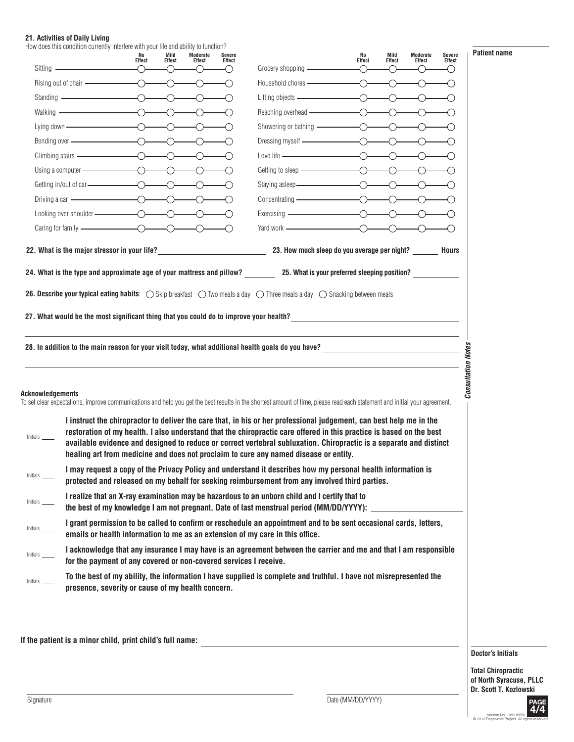**21. Activities of Daily Living**

How does this condition currently interfere with your life and ability to function?

| | No Effect | Mild Effect | Moderate Effect | Severe Effect |
|---|---|---|---|---|
| Sitting | ○ | ○ | ○ | ○ |
| Rising out of chair | ○ | ○ | ○ | ○ |
| Standing | ○ | ○ | ○ | ○ |
| Walking | ○ | ○ | ○ | ○ |
| Lying down | ○ | ○ | ○ | ○ |
| Bending over | ○ | ○ | ○ | ○ |
| Climbing stairs | ○ | ○ | ○ | ○ |
| Using a computer | ○ | ○ | ○ | ○ |
| Getting in/out of car | ○ | ○ | ○ | ○ |
| Driving a car | ○ | ○ | ○ | ○ |
| Looking over shoulder | ○ | ○ | ○ | ○ |
| Caring for family | ○ | ○ | ○ | ○ |

| | No Effect | Mild Effect | Moderate Effect | Severe Effect |
|---|---|---|---|---|
| Grocery shopping | ○ | ○ | ○ | ○ |
| Household chores | ○ | ○ | ○ | ○ |
| Lifting objects | ○ | ○ | ○ | ○ |
| Reaching overhead | ○ | ○ | ○ | ○ |
| Showering or bathing | ○ | ○ | ○ | ○ |
| Dressing myself | ○ | ○ | ○ | ○ |
| Love life | ○ | ○ | ○ | ○ |
| Getting to sleep | ○ | ○ | ○ | ○ |
| Staying asleep | ○ | ○ | ○ | ○ |
| Concentrating | ○ | ○ | ○ | ○ |
| Exercising | ○ | ○ | ○ | ○ |
| Yard work | ○ | ○ | ○ | ○ |

**22. What is the major stressor in your life?** ____________________

**23. How much sleep do you average per night?** ______ **Hours**

**24. What is the type and approximate age of your mattress and pillow?** ________

**25. What is your preferred sleeping position?** ________

**26. Describe your typical eating habits**: ○ Skip breakfast ○ Two meals a day ○ Three meals a day ○ Snacking between meals

**27. What would be the most significant thing that you could do to improve your health?** ____________________

**28. In addition to the main reason for your visit today, what additional health goals do you have?** ____________________

**Acknowledgements**

To set clear expectations, improve communications and help you get the best results in the shortest amount of time, please read each statement and initial your agreement.

Initials ____ **I instruct the chiropractor to deliver the care that, in his or her professional judgement, can best help me in the restoration of my health. I also understand that the chiropractic care offered in this practice is based on the best available evidence and designed to reduce or correct vertebral subluxation. Chiropractic is a separate and distinct healing art from medicine and does not proclaim to cure any named disease or entity.**

Initials ____ **I may request a copy of the Privacy Policy and understand it describes how my personal health information is protected and released on my behalf for seeking reimbursement from any involved third parties.**

Initials ____ **I realize that an X-ray examination may be hazardous to an unborn child and I certify that to the best of my knowledge I am not pregnant. Date of last menstrual period (MM/DD/YYYY):** ____________

Initials ____ **I grant permission to be called to confirm or reschedule an appointment and to be sent occasional cards, letters, emails or health information to me as an extension of my care in this office.**

Initials ____ **I acknowledge that any insurance I may have is an agreement between the carrier and me and that I am responsible for the payment of any covered or non-covered services I receive.**

Initials ____ **To the best of my ability, the information I have supplied is complete and truthful. I have not misrepresented the presence, severity or cause of my health concern.**

**If the patient is a minor child, print child's full name:** ____________________

Signature ____________________ Date (MM/DD/YYYY) ____________________

**Patient name** ____________________

***Consultation Notes***

**Doctor's Initials** ________

**Total Chiropractic of North Syracuse, PLLC**
**Dr. Scott T. Kozlowski**

Version No. 109115050
© 2012 Paperwork Project. All rights reserved.